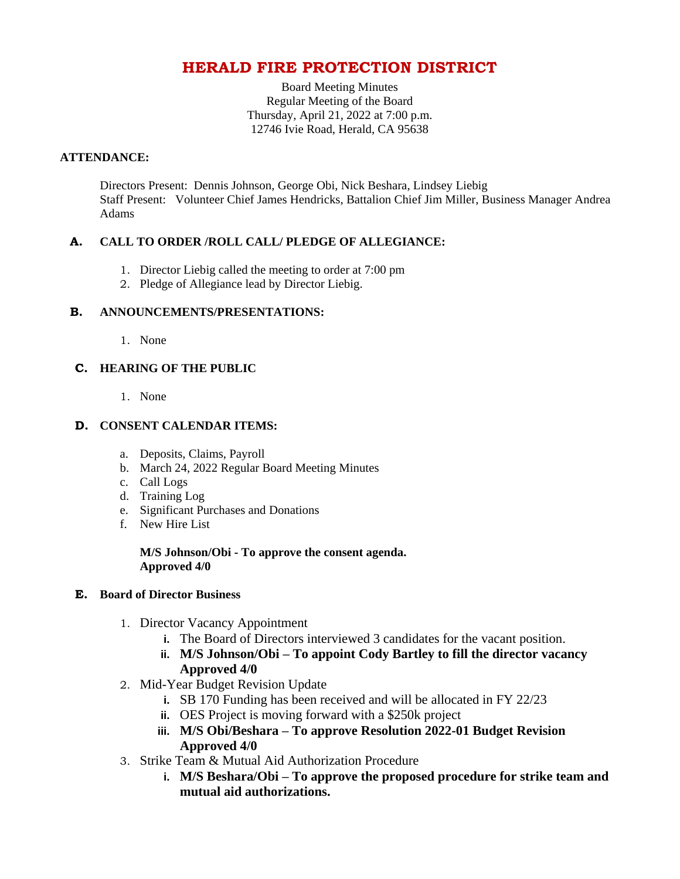# HERALD FIRE PROTECTION DISTRICT

Board Meeting Minutes
Regular Meeting of the Board
Thursday, April 21, 2022 at 7:00 p.m.
12746 Ivie Road, Herald, CA 95638

**ATTENDANCE:**

Directors Present: Dennis Johnson, George Obi, Nick Beshara, Lindsey Liebig
Staff Present: Volunteer Chief James Hendricks, Battalion Chief Jim Miller, Business Manager Andrea Adams

## A. CALL TO ORDER /ROLL CALL/ PLEDGE OF ALLEGIANCE:

1. Director Liebig called the meeting to order at 7:00 pm
2. Pledge of Allegiance lead by Director Liebig.

## B. ANNOUNCEMENTS/PRESENTATIONS:

1. None

## C. HEARING OF THE PUBLIC

1. None

## D. CONSENT CALENDAR ITEMS:

a. Deposits, Claims, Payroll
b. March 24, 2022 Regular Board Meeting Minutes
c. Call Logs
d. Training Log
e. Significant Purchases and Donations
f. New Hire List

**M/S Johnson/Obi - To approve the consent agenda.**
**Approved 4/0**

## E. Board of Director Business

1. Director Vacancy Appointment
   i. The Board of Directors interviewed 3 candidates for the vacant position.
   ii. **M/S Johnson/Obi – To appoint Cody Bartley to fill the director vacancy Approved 4/0**
2. Mid-Year Budget Revision Update
   i. SB 170 Funding has been received and will be allocated in FY 22/23
   ii. OES Project is moving forward with a $250k project
   iii. **M/S Obi/Beshara – To approve Resolution 2022-01 Budget Revision Approved 4/0**
3. Strike Team & Mutual Aid Authorization Procedure
   i. **M/S Beshara/Obi – To approve the proposed procedure for strike team and mutual aid authorizations.**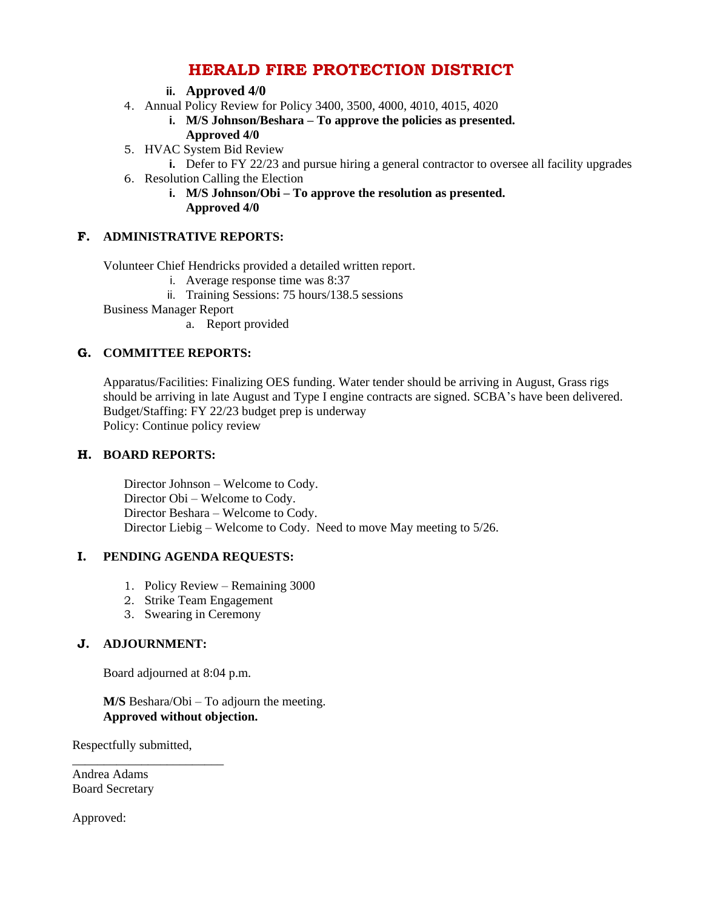# HERALD FIRE PROTECTION DISTRICT

   ii. **Approved 4/0**

4. Annual Policy Review for Policy 3400, 3500, 4000, 4010, 4015, 4020
   i. **M/S Johnson/Beshara – To approve the policies as presented. Approved 4/0**
5. HVAC System Bid Review
   i. Defer to FY 22/23 and pursue hiring a general contractor to oversee all facility upgrades
6. Resolution Calling the Election
   i. **M/S Johnson/Obi – To approve the resolution as presented. Approved 4/0**

## F. ADMINISTRATIVE REPORTS:

Volunteer Chief Hendricks provided a detailed written report.

   i. Average response time was 8:37
   ii. Training Sessions: 75 hours/138.5 sessions

Business Manager Report

   a. Report provided

## G. COMMITTEE REPORTS:

Apparatus/Facilities: Finalizing OES funding. Water tender should be arriving in August, Grass rigs should be arriving in late August and Type I engine contracts are signed. SCBA's have been delivered.
Budget/Staffing: FY 22/23 budget prep is underway
Policy: Continue policy review

## H. BOARD REPORTS:

Director Johnson – Welcome to Cody.
Director Obi – Welcome to Cody.
Director Beshara – Welcome to Cody.
Director Liebig – Welcome to Cody. Need to move May meeting to 5/26.

## I. PENDING AGENDA REQUESTS:

1. Policy Review – Remaining 3000
2. Strike Team Engagement
3. Swearing in Ceremony

## J. ADJOURNMENT:

Board adjourned at 8:04 p.m.

**M/S** Beshara/Obi – To adjourn the meeting.
**Approved without objection.**

Respectfully submitted,

________________________
Andrea Adams
Board Secretary

Approved: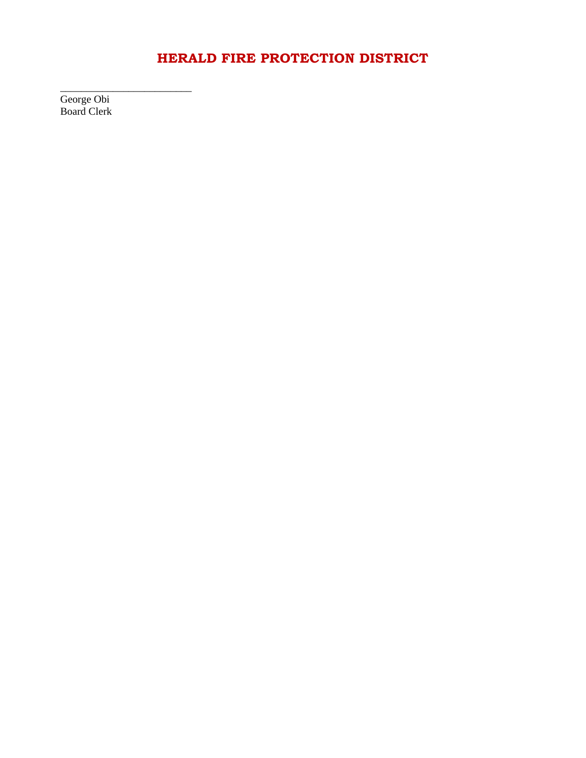## HERALD FIRE PROTECTION DISTRICT

_________________________
George Obi
Board Clerk